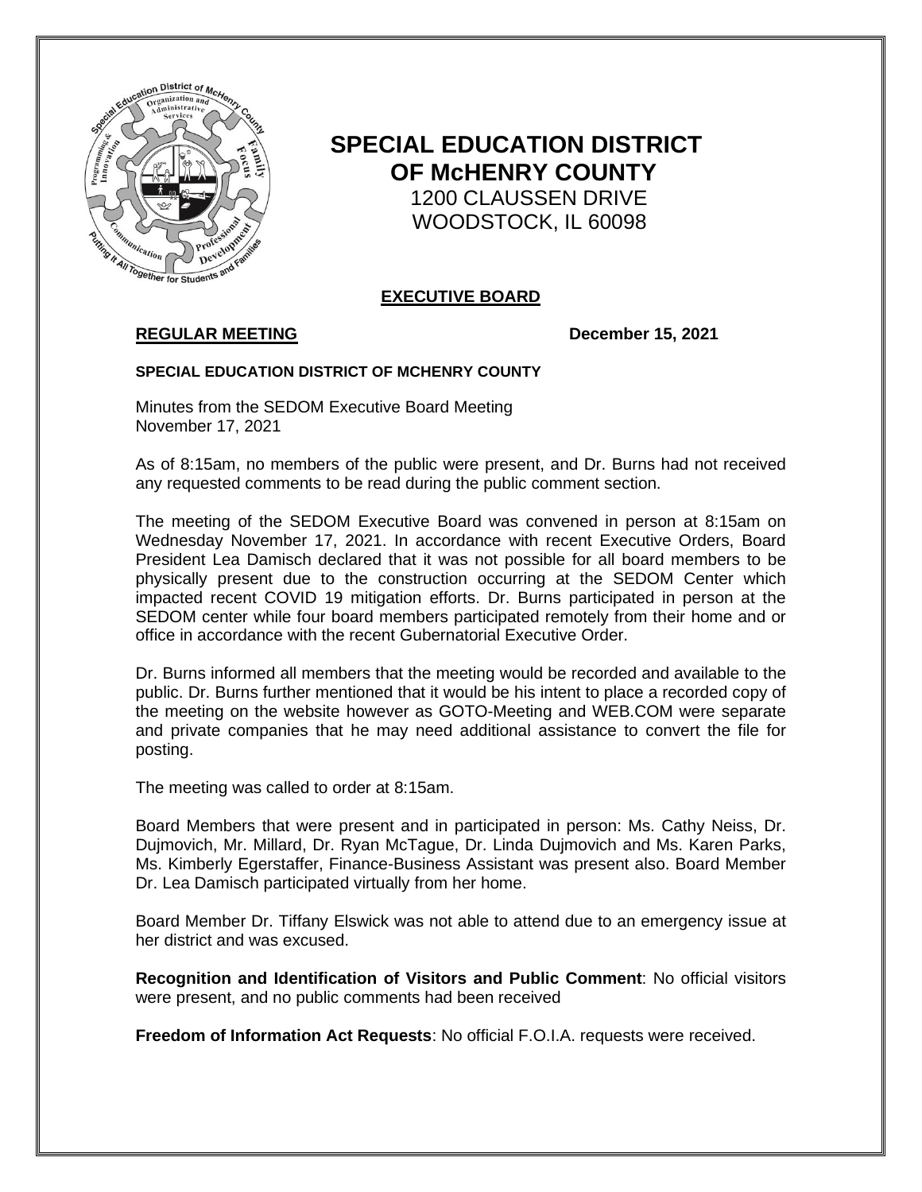# SPECIAL EDUCATION DISTRICT OF McHENRY COUNTY

1200 CLAUSSEN DRIVE
WOODSTOCK, IL 60098

## EXECUTIVE BOARD

**REGULAR MEETING** **December 15, 2021**

**SPECIAL EDUCATION DISTRICT OF MCHENRY COUNTY**

Minutes from the SEDOM Executive Board Meeting
November 17, 2021

As of 8:15am, no members of the public were present, and Dr. Burns had not received any requested comments to be read during the public comment section.

The meeting of the SEDOM Executive Board was convened in person at 8:15am on Wednesday November 17, 2021. In accordance with recent Executive Orders, Board President Lea Damisch declared that it was not possible for all board members to be physically present due to the construction occurring at the SEDOM Center which impacted recent COVID 19 mitigation efforts. Dr. Burns participated in person at the SEDOM center while four board members participated remotely from their home and or office in accordance with the recent Gubernatorial Executive Order.

Dr. Burns informed all members that the meeting would be recorded and available to the public. Dr. Burns further mentioned that it would be his intent to place a recorded copy of the meeting on the website however as GOTO-Meeting and WEB.COM were separate and private companies that he may need additional assistance to convert the file for posting.

The meeting was called to order at 8:15am.

Board Members that were present and in participated in person: Ms. Cathy Neiss, Dr. Dujmovich, Mr. Millard, Dr. Ryan McTague, Dr. Linda Dujmovich and Ms. Karen Parks, Ms. Kimberly Egerstaffer, Finance-Business Assistant was present also. Board Member Dr. Lea Damisch participated virtually from her home.

Board Member Dr. Tiffany Elswick was not able to attend due to an emergency issue at her district and was excused.

**Recognition and Identification of Visitors and Public Comment**: No official visitors were present, and no public comments had been received

**Freedom of Information Act Requests**: No official F.O.I.A. requests were received.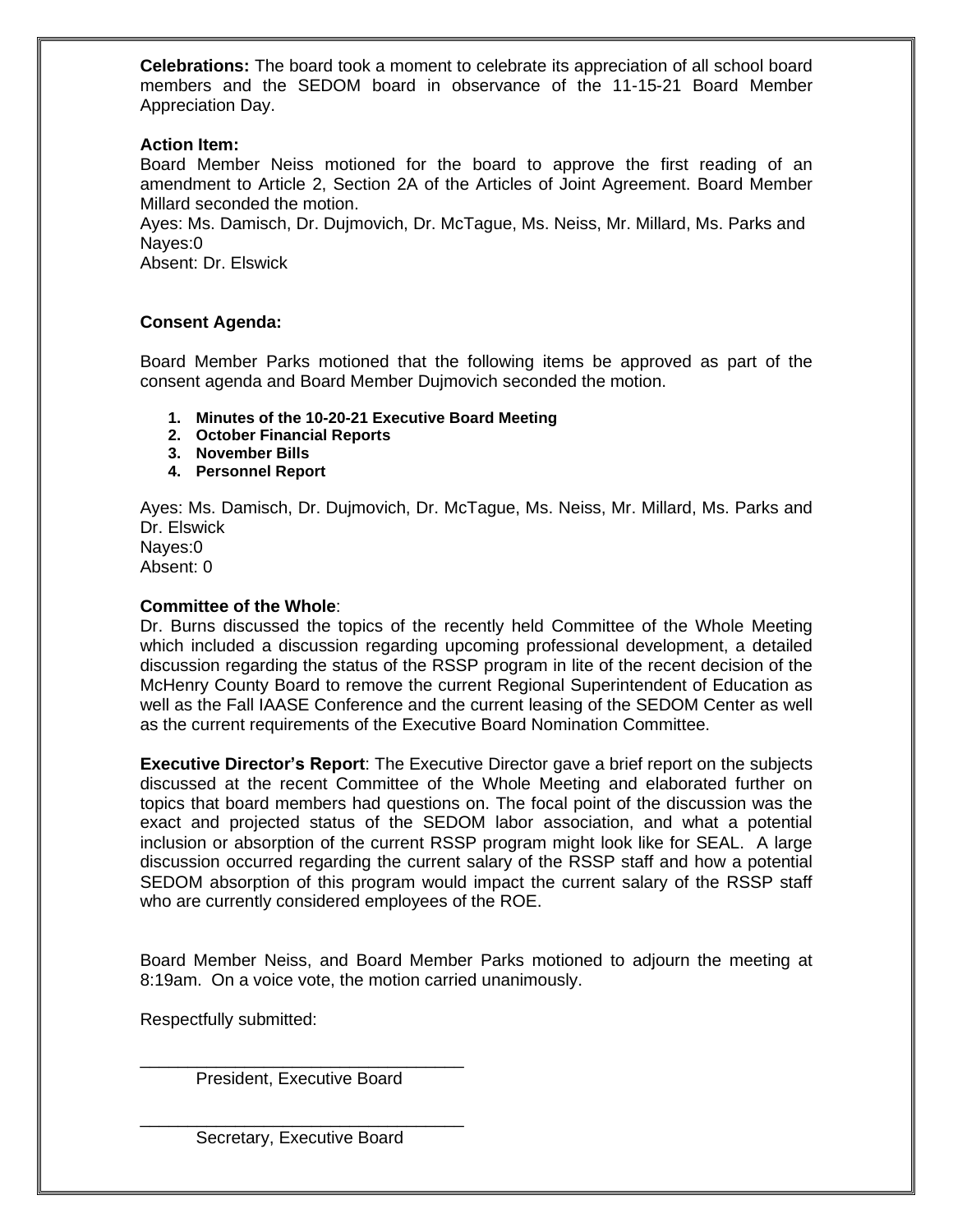**Celebrations:** The board took a moment to celebrate its appreciation of all school board members and the SEDOM board in observance of the 11-15-21 Board Member Appreciation Day.

**Action Item:**
Board Member Neiss motioned for the board to approve the first reading of an amendment to Article 2, Section 2A of the Articles of Joint Agreement. Board Member Millard seconded the motion.
Ayes: Ms. Damisch, Dr. Dujmovich, Dr. McTague, Ms. Neiss, Mr. Millard, Ms. Parks and
Nayes:0
Absent: Dr. Elswick

**Consent Agenda:**

Board Member Parks motioned that the following items be approved as part of the consent agenda and Board Member Dujmovich seconded the motion.

1. **Minutes of the 10-20-21 Executive Board Meeting**
2. **October Financial Reports**
3. **November Bills**
4. **Personnel Report**

Ayes: Ms. Damisch, Dr. Dujmovich, Dr. McTague, Ms. Neiss, Mr. Millard, Ms. Parks and Dr. Elswick
Nayes:0
Absent: 0

**Committee of the Whole**:
Dr. Burns discussed the topics of the recently held Committee of the Whole Meeting which included a discussion regarding upcoming professional development, a detailed discussion regarding the status of the RSSP program in lite of the recent decision of the McHenry County Board to remove the current Regional Superintendent of Education as well as the Fall IAASE Conference and the current leasing of the SEDOM Center as well as the current requirements of the Executive Board Nomination Committee.

**Executive Director's Report**: The Executive Director gave a brief report on the subjects discussed at the recent Committee of the Whole Meeting and elaborated further on topics that board members had questions on. The focal point of the discussion was the exact and projected status of the SEDOM labor association, and what a potential inclusion or absorption of the current RSSP program might look like for SEAL. A large discussion occurred regarding the current salary of the RSSP staff and how a potential SEDOM absorption of this program would impact the current salary of the RSSP staff who are currently considered employees of the ROE.

Board Member Neiss, and Board Member Parks motioned to adjourn the meeting at 8:19am. On a voice vote, the motion carried unanimously.

Respectfully submitted:

\_\_\_\_\_\_\_\_\_\_\_\_\_\_\_\_\_\_\_\_\_\_\_\_\_\_\_\_\_\_\_\_\_\_
President, Executive Board

\_\_\_\_\_\_\_\_\_\_\_\_\_\_\_\_\_\_\_\_\_\_\_\_\_\_\_\_\_\_\_\_\_\_
Secretary, Executive Board